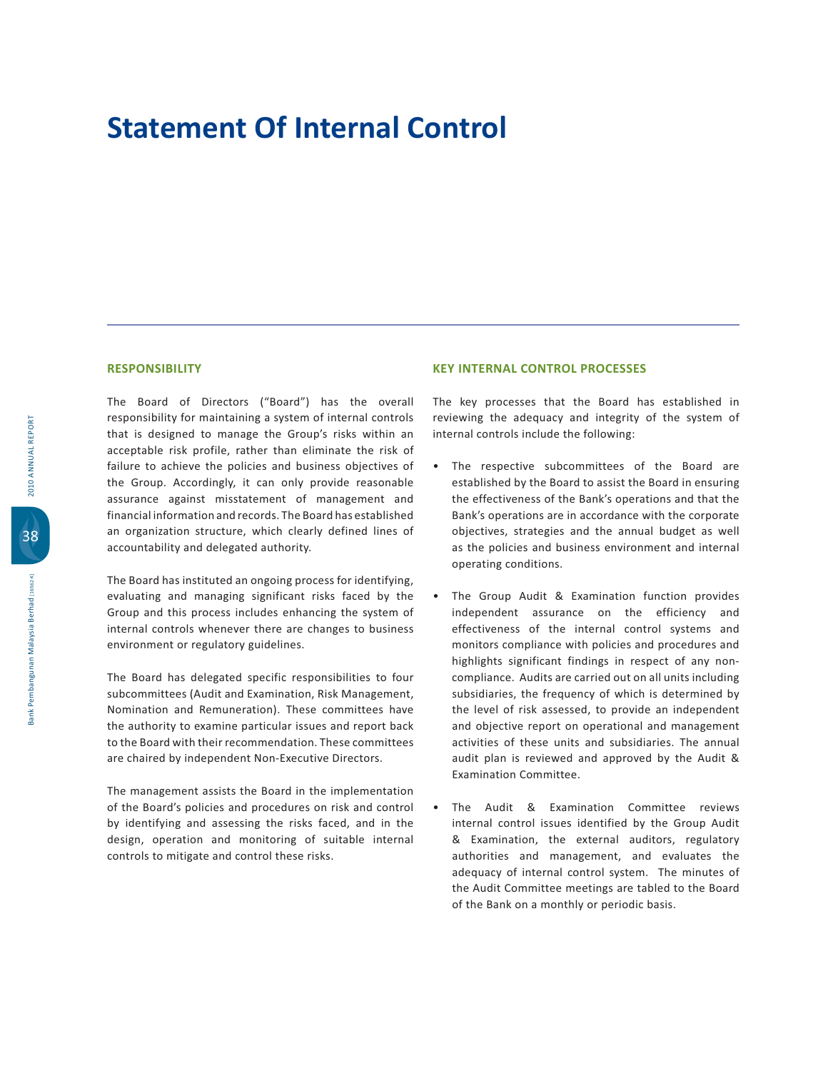# Statement Of Internal Control

## RESPONSIBILITY

The Board of Directors ("Board") has the overall responsibility for maintaining a system of internal controls that is designed to manage the Group's risks within an acceptable risk profile, rather than eliminate the risk of failure to achieve the policies and business objectives of the Group. Accordingly, it can only provide reasonable assurance against misstatement of management and financial information and records. The Board has established an organization structure, which clearly defined lines of accountability and delegated authority.

The Board has instituted an ongoing process for identifying, evaluating and managing significant risks faced by the Group and this process includes enhancing the system of internal controls whenever there are changes to business environment or regulatory guidelines.

The Board has delegated specific responsibilities to four subcommittees (Audit and Examination, Risk Management, Nomination and Remuneration). These committees have the authority to examine particular issues and report back to the Board with their recommendation. These committees are chaired by independent Non-Executive Directors.

The management assists the Board in the implementation of the Board's policies and procedures on risk and control by identifying and assessing the risks faced, and in the design, operation and monitoring of suitable internal controls to mitigate and control these risks.

## KEY INTERNAL CONTROL PROCESSES

The key processes that the Board has established in reviewing the adequacy and integrity of the system of internal controls include the following:

- The respective subcommittees of the Board are established by the Board to assist the Board in ensuring the effectiveness of the Bank's operations and that the Bank's operations are in accordance with the corporate objectives, strategies and the annual budget as well as the policies and business environment and internal operating conditions.
- The Group Audit & Examination function provides independent assurance on the efficiency and effectiveness of the internal control systems and monitors compliance with policies and procedures and highlights significant findings in respect of any non-compliance. Audits are carried out on all units including subsidiaries, the frequency of which is determined by the level of risk assessed, to provide an independent and objective report on operational and management activities of these units and subsidiaries. The annual audit plan is reviewed and approved by the Audit & Examination Committee.
- The Audit & Examination Committee reviews internal control issues identified by the Group Audit & Examination, the external auditors, regulatory authorities and management, and evaluates the adequacy of internal control system. The minutes of the Audit Committee meetings are tabled to the Board of the Bank on a monthly or periodic basis.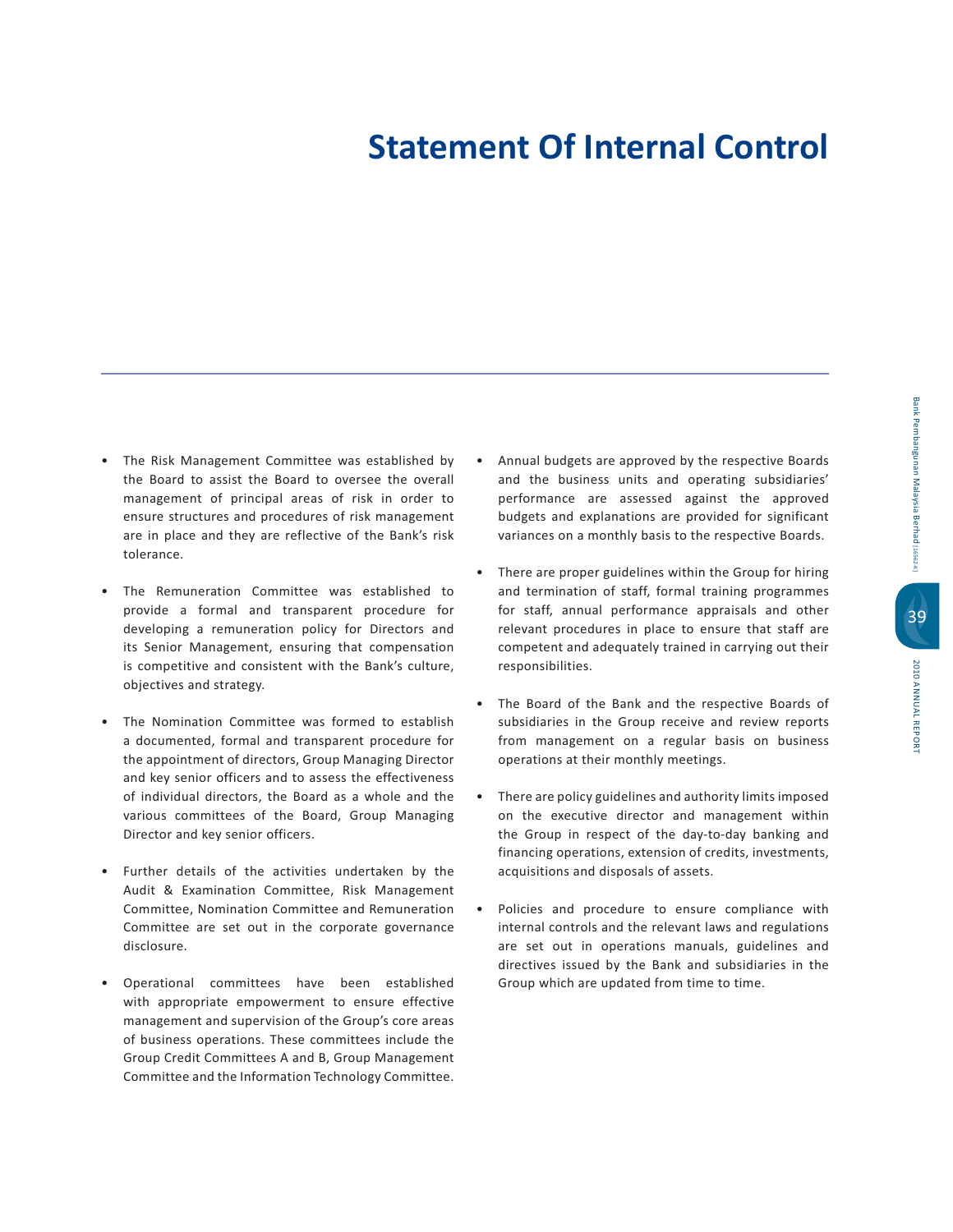# Statement Of Internal Control

- The Risk Management Committee was established by the Board to assist the Board to oversee the overall management of principal areas of risk in order to ensure structures and procedures of risk management are in place and they are reflective of the Bank's risk tolerance.

- The Remuneration Committee was established to provide a formal and transparent procedure for developing a remuneration policy for Directors and its Senior Management, ensuring that compensation is competitive and consistent with the Bank's culture, objectives and strategy.

- The Nomination Committee was formed to establish a documented, formal and transparent procedure for the appointment of directors, Group Managing Director and key senior officers and to assess the effectiveness of individual directors, the Board as a whole and the various committees of the Board, Group Managing Director and key senior officers.

- Further details of the activities undertaken by the Audit & Examination Committee, Risk Management Committee, Nomination Committee and Remuneration Committee are set out in the corporate governance disclosure.

- Operational committees have been established with appropriate empowerment to ensure effective management and supervision of the Group's core areas of business operations. These committees include the Group Credit Committees A and B, Group Management Committee and the Information Technology Committee.

- Annual budgets are approved by the respective Boards and the business units and operating subsidiaries' performance are assessed against the approved budgets and explanations are provided for significant variances on a monthly basis to the respective Boards.

- There are proper guidelines within the Group for hiring and termination of staff, formal training programmes for staff, annual performance appraisals and other relevant procedures in place to ensure that staff are competent and adequately trained in carrying out their responsibilities.

- The Board of the Bank and the respective Boards of subsidiaries in the Group receive and review reports from management on a regular basis on business operations at their monthly meetings.

- There are policy guidelines and authority limits imposed on the executive director and management within the Group in respect of the day-to-day banking and financing operations, extension of credits, investments, acquisitions and disposals of assets.

- Policies and procedure to ensure compliance with internal controls and the relevant laws and regulations are set out in operations manuals, guidelines and directives issued by the Bank and subsidiaries in the Group which are updated from time to time.